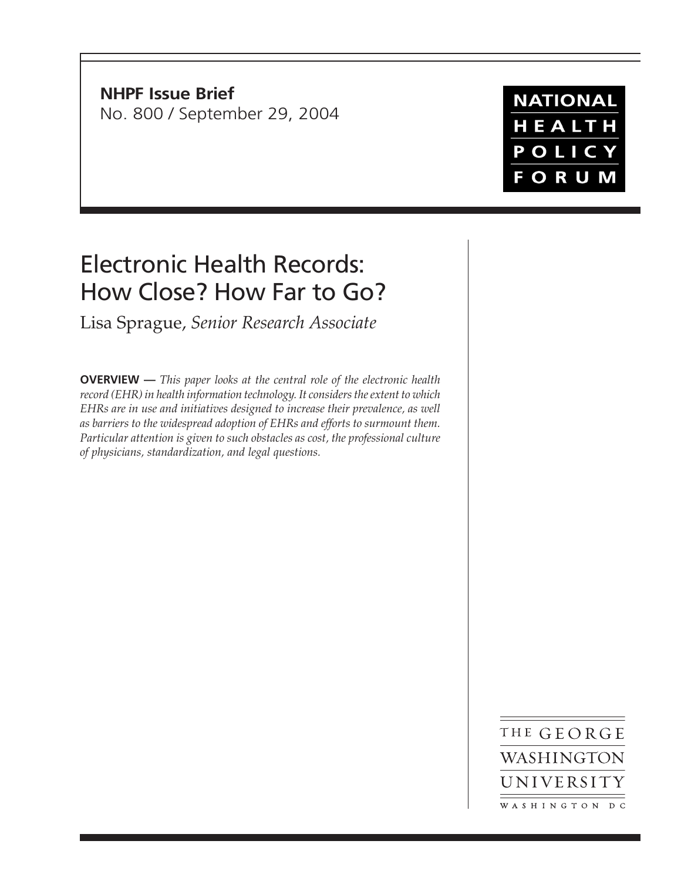**NHPF Issue Brief**
No. 800 / September 29, 2004

NATIONAL HEALTH POLICY FORUM

# Electronic Health Records: How Close? How Far to Go?

Lisa Sprague, *Senior Research Associate*

**OVERVIEW —** *This paper looks at the central role of the electronic health record (EHR) in health information technology. It considers the extent to which EHRs are in use and initiatives designed to increase their prevalence, as well as barriers to the widespread adoption of EHRs and efforts to surmount them. Particular attention is given to such obstacles as cost, the professional culture of physicians, standardization, and legal questions.*

THE GEORGE WASHINGTON UNIVERSITY
WASHINGTON DC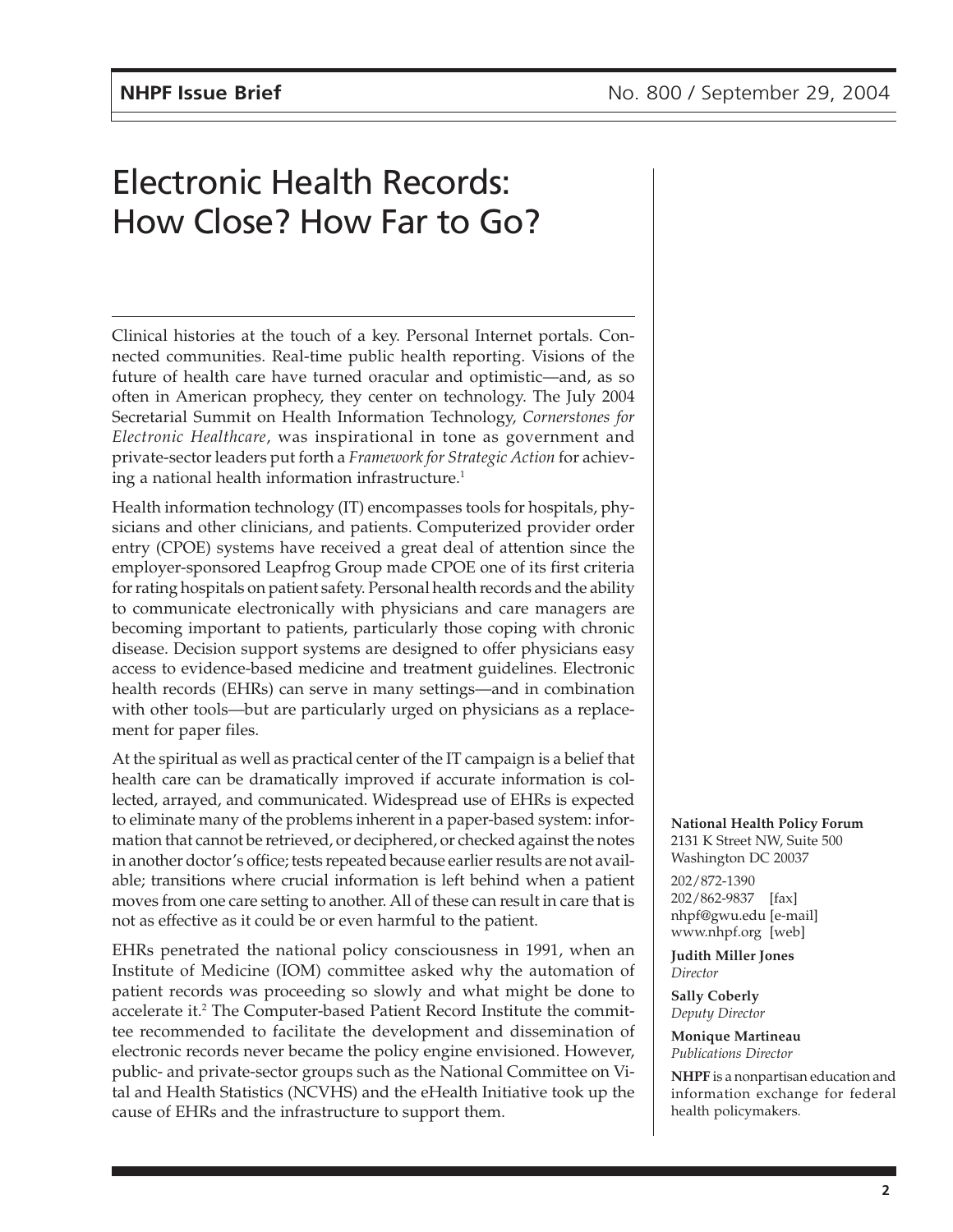# Electronic Health Records: How Close? How Far to Go?

Clinical histories at the touch of a key. Personal Internet portals. Connected communities. Real-time public health reporting. Visions of the future of health care have turned oracular and optimistic—and, as so often in American prophecy, they center on technology. The July 2004 Secretarial Summit on Health Information Technology, *Cornerstones for Electronic Healthcare*, was inspirational in tone as government and private-sector leaders put forth a *Framework for Strategic Action* for achieving a national health information infrastructure.[1]

Health information technology (IT) encompasses tools for hospitals, physicians and other clinicians, and patients. Computerized provider order entry (CPOE) systems have received a great deal of attention since the employer-sponsored Leapfrog Group made CPOE one of its first criteria for rating hospitals on patient safety. Personal health records and the ability to communicate electronically with physicians and care managers are becoming important to patients, particularly those coping with chronic disease. Decision support systems are designed to offer physicians easy access to evidence-based medicine and treatment guidelines. Electronic health records (EHRs) can serve in many settings—and in combination with other tools—but are particularly urged on physicians as a replacement for paper files.

At the spiritual as well as practical center of the IT campaign is a belief that health care can be dramatically improved if accurate information is collected, arrayed, and communicated. Widespread use of EHRs is expected to eliminate many of the problems inherent in a paper-based system: information that cannot be retrieved, or deciphered, or checked against the notes in another doctor's office; tests repeated because earlier results are not available; transitions where crucial information is left behind when a patient moves from one care setting to another. All of these can result in care that is not as effective as it could be or even harmful to the patient.

EHRs penetrated the national policy consciousness in 1991, when an Institute of Medicine (IOM) committee asked why the automation of patient records was proceeding so slowly and what might be done to accelerate it.[2] The Computer-based Patient Record Institute the committee recommended to facilitate the development and dissemination of electronic records never became the policy engine envisioned. However, public- and private-sector groups such as the National Committee on Vital and Health Statistics (NCVHS) and the eHealth Initiative took up the cause of EHRs and the infrastructure to support them.

**National Health Policy Forum**
2131 K Street NW, Suite 500
Washington DC 20037

202/872-1390
202/862-9837 [fax]
nhpf@gwu.edu [e-mail]
www.nhpf.org [web]

**Judith Miller Jones**
*Director*

**Sally Coberly**
*Deputy Director*

**Monique Martineau**
*Publications Director*

**NHPF** is a nonpartisan education and information exchange for federal health policymakers.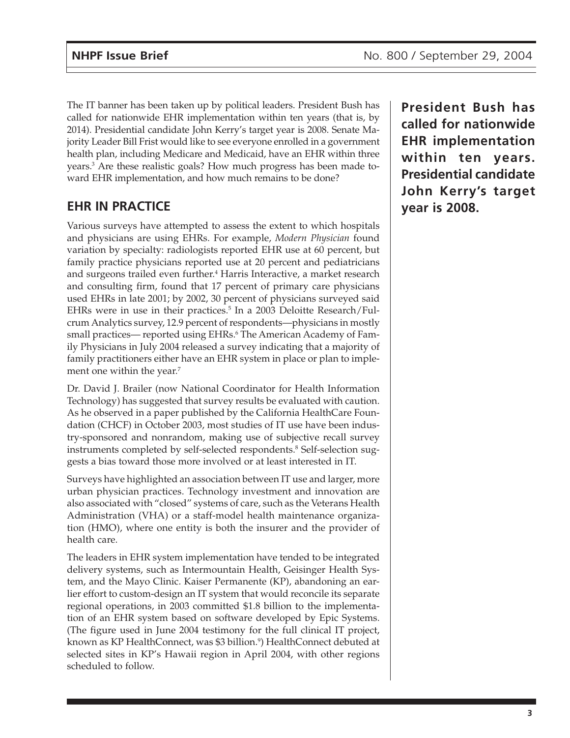The IT banner has been taken up by political leaders. President Bush has called for nationwide EHR implementation within ten years (that is, by 2014). Presidential candidate John Kerry's target year is 2008. Senate Majority Leader Bill Frist would like to see everyone enrolled in a government health plan, including Medicare and Medicaid, have an EHR within three years.[3] Are these realistic goals? How much progress has been made toward EHR implementation, and how much remains to be done?

**President Bush has called for nationwide EHR implementation within ten years. Presidential candidate John Kerry's target year is 2008.**

## EHR IN PRACTICE

Various surveys have attempted to assess the extent to which hospitals and physicians are using EHRs. For example, *Modern Physician* found variation by specialty: radiologists reported EHR use at 60 percent, but family practice physicians reported use at 20 percent and pediatricians and surgeons trailed even further.[4] Harris Interactive, a market research and consulting firm, found that 17 percent of primary care physicians used EHRs in late 2001; by 2002, 30 percent of physicians surveyed said EHRs were in use in their practices.[5] In a 2003 Deloitte Research/Fulcrum Analytics survey, 12.9 percent of respondents—physicians in mostly small practices— reported using EHRs.[6] The American Academy of Family Physicians in July 2004 released a survey indicating that a majority of family practitioners either have an EHR system in place or plan to implement one within the year.[7]

Dr. David J. Brailer (now National Coordinator for Health Information Technology) has suggested that survey results be evaluated with caution. As he observed in a paper published by the California HealthCare Foundation (CHCF) in October 2003, most studies of IT use have been industry-sponsored and nonrandom, making use of subjective recall survey instruments completed by self-selected respondents.[8] Self-selection suggests a bias toward those more involved or at least interested in IT.

Surveys have highlighted an association between IT use and larger, more urban physician practices. Technology investment and innovation are also associated with "closed" systems of care, such as the Veterans Health Administration (VHA) or a staff-model health maintenance organization (HMO), where one entity is both the insurer and the provider of health care.

The leaders in EHR system implementation have tended to be integrated delivery systems, such as Intermountain Health, Geisinger Health System, and the Mayo Clinic. Kaiser Permanente (KP), abandoning an earlier effort to custom-design an IT system that would reconcile its separate regional operations, in 2003 committed $1.8 billion to the implementation of an EHR system based on software developed by Epic Systems. (The figure used in June 2004 testimony for the full clinical IT project, known as KP HealthConnect, was $3 billion.[9]) HealthConnect debuted at selected sites in KP's Hawaii region in April 2004, with other regions scheduled to follow.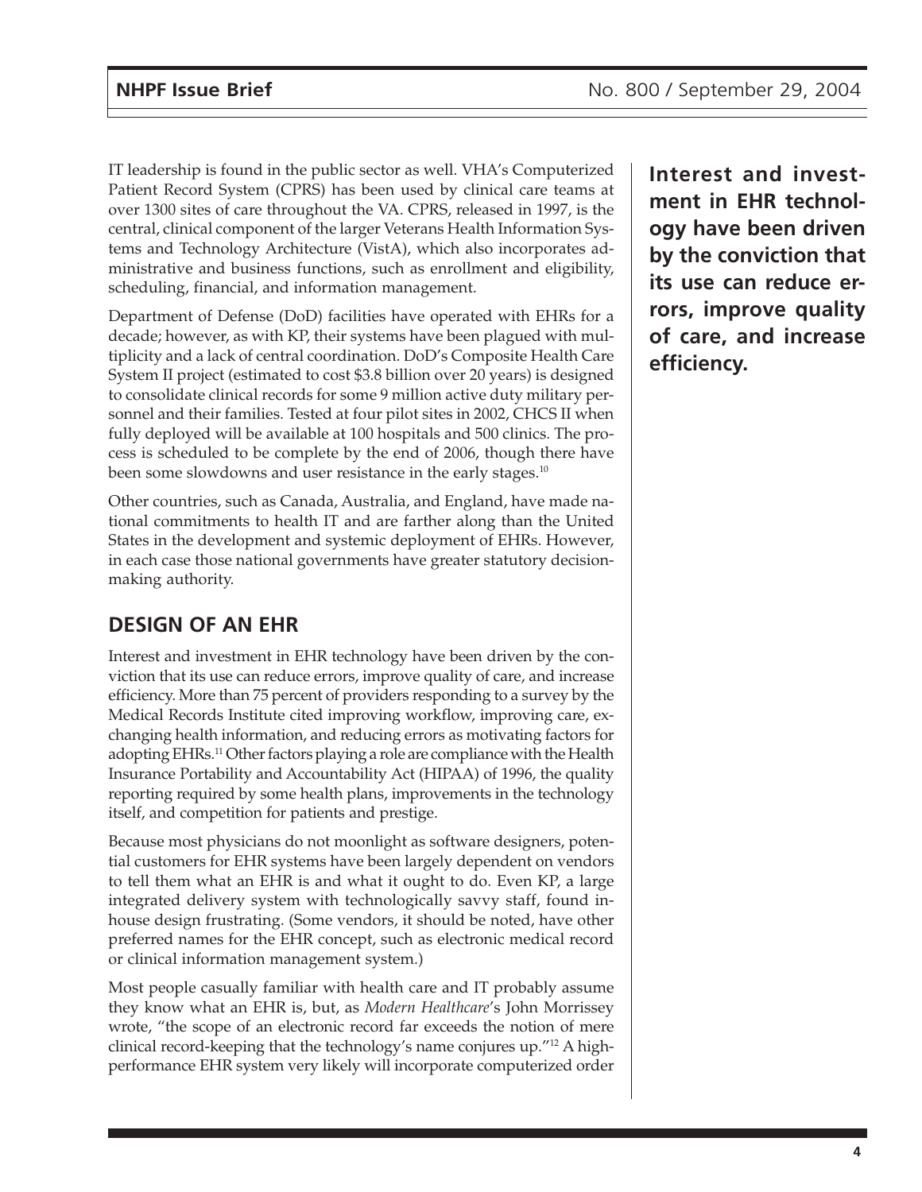IT leadership is found in the public sector as well. VHA's Computerized Patient Record System (CPRS) has been used by clinical care teams at over 1300 sites of care throughout the VA. CPRS, released in 1997, is the central, clinical component of the larger Veterans Health Information Systems and Technology Architecture (VistA), which also incorporates administrative and business functions, such as enrollment and eligibility, scheduling, financial, and information management.

Department of Defense (DoD) facilities have operated with EHRs for a decade; however, as with KP, their systems have been plagued with multiplicity and a lack of central coordination. DoD's Composite Health Care System II project (estimated to cost $3.8 billion over 20 years) is designed to consolidate clinical records for some 9 million active duty military personnel and their families. Tested at four pilot sites in 2002, CHCS II when fully deployed will be available at 100 hospitals and 500 clinics. The process is scheduled to be complete by the end of 2006, though there have been some slowdowns and user resistance in the early stages.[10]

Other countries, such as Canada, Australia, and England, have made national commitments to health IT and are farther along than the United States in the development and systemic deployment of EHRs. However, in each case those national governments have greater statutory decision-making authority.

## DESIGN OF AN EHR

**Interest and investment in EHR technology have been driven by the conviction that its use can reduce errors, improve quality of care, and increase efficiency.**

Interest and investment in EHR technology have been driven by the conviction that its use can reduce errors, improve quality of care, and increase efficiency. More than 75 percent of providers responding to a survey by the Medical Records Institute cited improving workflow, improving care, exchanging health information, and reducing errors as motivating factors for adopting EHRs.[11] Other factors playing a role are compliance with the Health Insurance Portability and Accountability Act (HIPAA) of 1996, the quality reporting required by some health plans, improvements in the technology itself, and competition for patients and prestige.

Because most physicians do not moonlight as software designers, potential customers for EHR systems have been largely dependent on vendors to tell them what an EHR is and what it ought to do. Even KP, a large integrated delivery system with technologically savvy staff, found in-house design frustrating. (Some vendors, it should be noted, have other preferred names for the EHR concept, such as electronic medical record or clinical information management system.)

Most people casually familiar with health care and IT probably assume they know what an EHR is, but, as *Modern Healthcare*'s John Morrissey wrote, "the scope of an electronic record far exceeds the notion of mere clinical record-keeping that the technology's name conjures up."[12] A high-performance EHR system very likely will incorporate computerized order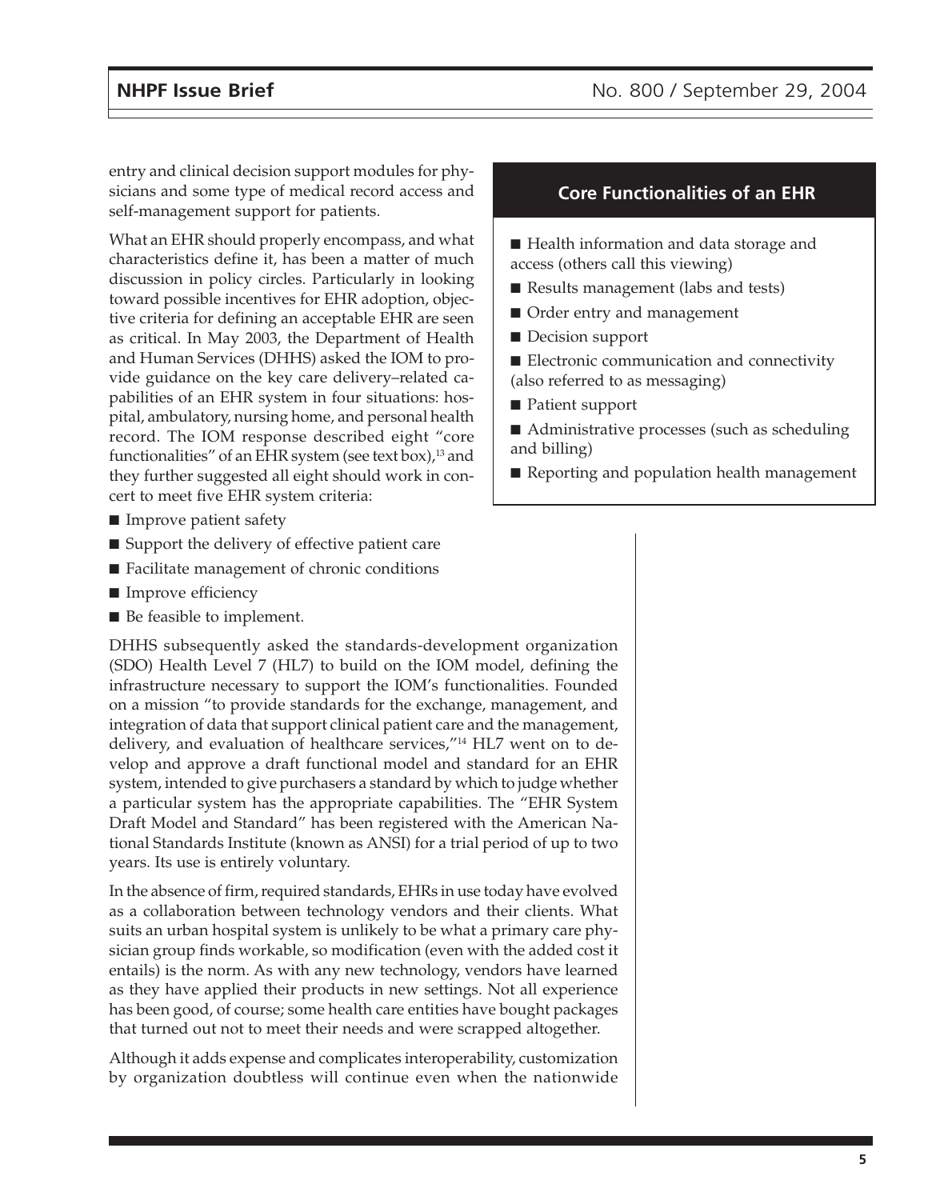entry and clinical decision support modules for physicians and some type of medical record access and self-management support for patients.

What an EHR should properly encompass, and what characteristics define it, has been a matter of much discussion in policy circles. Particularly in looking toward possible incentives for EHR adoption, objective criteria for defining an acceptable EHR are seen as critical. In May 2003, the Department of Health and Human Services (DHHS) asked the IOM to provide guidance on the key care delivery–related capabilities of an EHR system in four situations: hospital, ambulatory, nursing home, and personal health record. The IOM response described eight "core functionalities" of an EHR system (see text box),[13] and they further suggested all eight should work in concert to meet five EHR system criteria:

- Improve patient safety
- Support the delivery of effective patient care
- Facilitate management of chronic conditions
- Improve efficiency
- Be feasible to implement.

### Core Functionalities of an EHR

- Health information and data storage and access (others call this viewing)
- Results management (labs and tests)
- Order entry and management
- Decision support
- Electronic communication and connectivity (also referred to as messaging)
- Patient support
- Administrative processes (such as scheduling and billing)
- Reporting and population health management

DHHS subsequently asked the standards-development organization (SDO) Health Level 7 (HL7) to build on the IOM model, defining the infrastructure necessary to support the IOM's functionalities. Founded on a mission "to provide standards for the exchange, management, and integration of data that support clinical patient care and the management, delivery, and evaluation of healthcare services,"[14] HL7 went on to develop and approve a draft functional model and standard for an EHR system, intended to give purchasers a standard by which to judge whether a particular system has the appropriate capabilities. The "EHR System Draft Model and Standard" has been registered with the American National Standards Institute (known as ANSI) for a trial period of up to two years. Its use is entirely voluntary.

In the absence of firm, required standards, EHRs in use today have evolved as a collaboration between technology vendors and their clients. What suits an urban hospital system is unlikely to be what a primary care physician group finds workable, so modification (even with the added cost it entails) is the norm. As with any new technology, vendors have learned as they have applied their products in new settings. Not all experience has been good, of course; some health care entities have bought packages that turned out not to meet their needs and were scrapped altogether.

Although it adds expense and complicates interoperability, customization by organization doubtless will continue even when the nationwide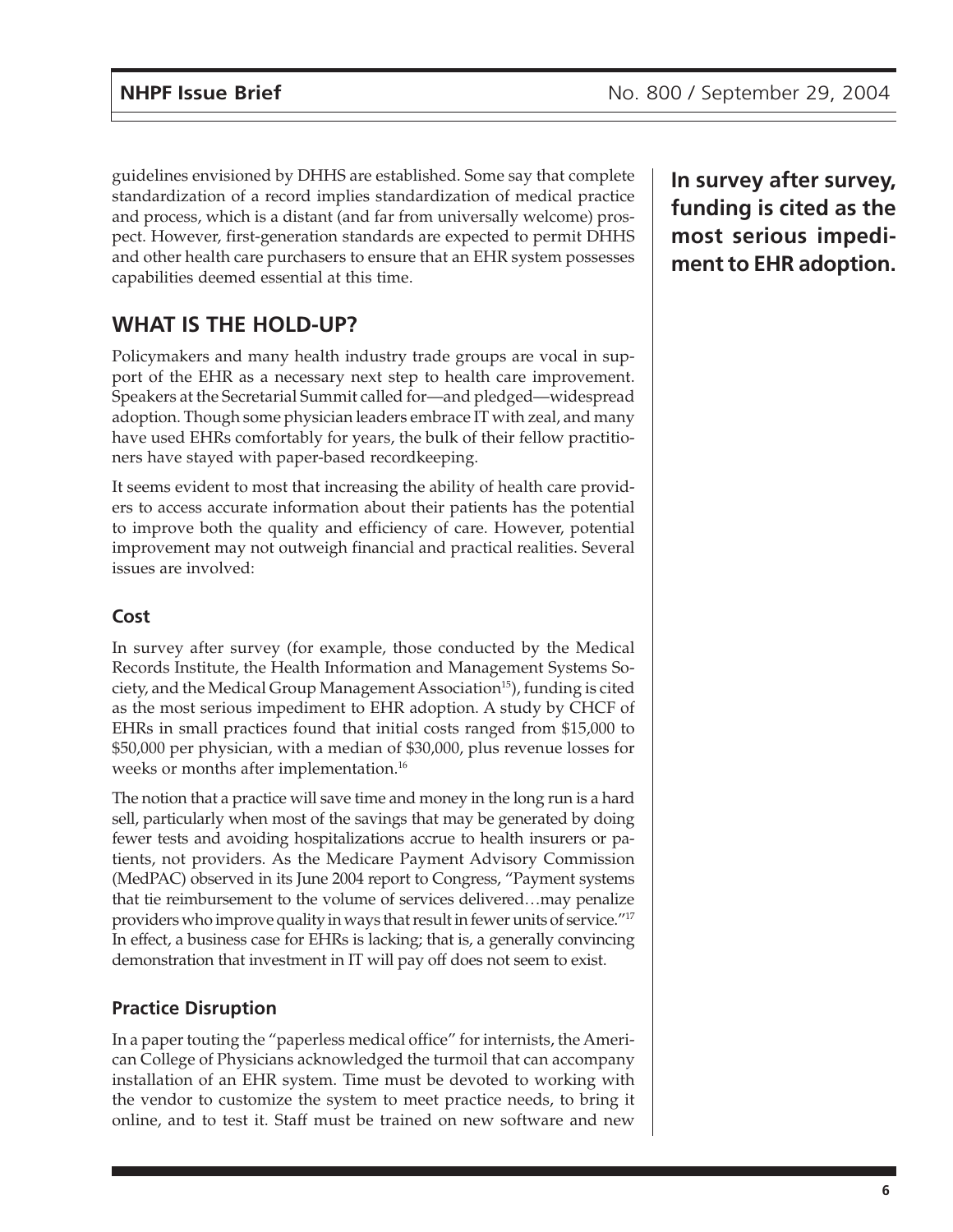guidelines envisioned by DHHS are established. Some say that complete standardization of a record implies standardization of medical practice and process, which is a distant (and far from universally welcome) prospect. However, first-generation standards are expected to permit DHHS and other health care purchasers to ensure that an EHR system possesses capabilities deemed essential at this time.

**In survey after survey, funding is cited as the most serious impediment to EHR adoption.**

## WHAT IS THE HOLD-UP?

Policymakers and many health industry trade groups are vocal in support of the EHR as a necessary next step to health care improvement. Speakers at the Secretarial Summit called for—and pledged—widespread adoption. Though some physician leaders embrace IT with zeal, and many have used EHRs comfortably for years, the bulk of their fellow practitioners have stayed with paper-based recordkeeping.

It seems evident to most that increasing the ability of health care providers to access accurate information about their patients has the potential to improve both the quality and efficiency of care. However, potential improvement may not outweigh financial and practical realities. Several issues are involved:

### Cost

In survey after survey (for example, those conducted by the Medical Records Institute, the Health Information and Management Systems Society, and the Medical Group Management Association[15]), funding is cited as the most serious impediment to EHR adoption. A study by CHCF of EHRs in small practices found that initial costs ranged from $15,000 to $50,000 per physician, with a median of $30,000, plus revenue losses for weeks or months after implementation.[16]

The notion that a practice will save time and money in the long run is a hard sell, particularly when most of the savings that may be generated by doing fewer tests and avoiding hospitalizations accrue to health insurers or patients, not providers. As the Medicare Payment Advisory Commission (MedPAC) observed in its June 2004 report to Congress, "Payment systems that tie reimbursement to the volume of services delivered…may penalize providers who improve quality in ways that result in fewer units of service."[17] In effect, a business case for EHRs is lacking; that is, a generally convincing demonstration that investment in IT will pay off does not seem to exist.

### Practice Disruption

In a paper touting the "paperless medical office" for internists, the American College of Physicians acknowledged the turmoil that can accompany installation of an EHR system. Time must be devoted to working with the vendor to customize the system to meet practice needs, to bring it online, and to test it. Staff must be trained on new software and new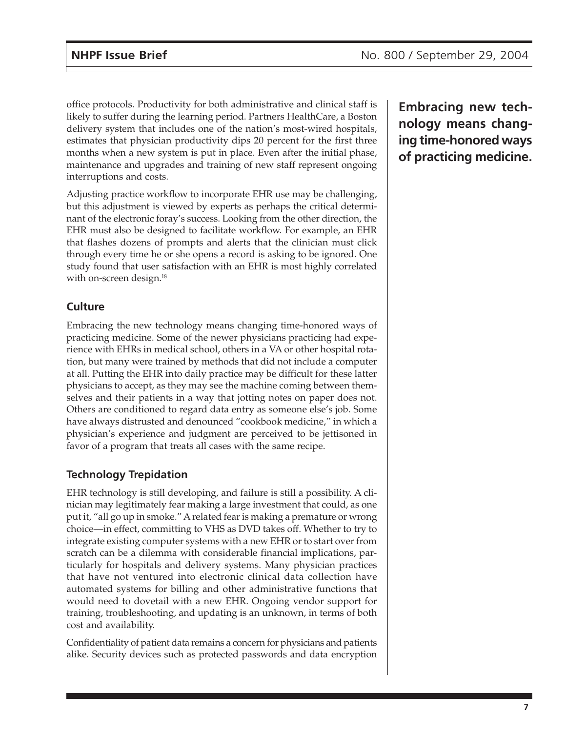office protocols. Productivity for both administrative and clinical staff is likely to suffer during the learning period. Partners HealthCare, a Boston delivery system that includes one of the nation's most-wired hospitals, estimates that physician productivity dips 20 percent for the first three months when a new system is put in place. Even after the initial phase, maintenance and upgrades and training of new staff represent ongoing interruptions and costs.

Adjusting practice workflow to incorporate EHR use may be challenging, but this adjustment is viewed by experts as perhaps the critical determinant of the electronic foray's success. Looking from the other direction, the EHR must also be designed to facilitate workflow. For example, an EHR that flashes dozens of prompts and alerts that the clinician must click through every time he or she opens a record is asking to be ignored. One study found that user satisfaction with an EHR is most highly correlated with on-screen design.[18]

**Embracing new technology means changing time-honored ways of practicing medicine.**

### Culture

Embracing the new technology means changing time-honored ways of practicing medicine. Some of the newer physicians practicing had experience with EHRs in medical school, others in a VA or other hospital rotation, but many were trained by methods that did not include a computer at all. Putting the EHR into daily practice may be difficult for these latter physicians to accept, as they may see the machine coming between themselves and their patients in a way that jotting notes on paper does not. Others are conditioned to regard data entry as someone else's job. Some have always distrusted and denounced "cookbook medicine," in which a physician's experience and judgment are perceived to be jettisoned in favor of a program that treats all cases with the same recipe.

### Technology Trepidation

EHR technology is still developing, and failure is still a possibility. A clinician may legitimately fear making a large investment that could, as one put it, "all go up in smoke." A related fear is making a premature or wrong choice—in effect, committing to VHS as DVD takes off. Whether to try to integrate existing computer systems with a new EHR or to start over from scratch can be a dilemma with considerable financial implications, particularly for hospitals and delivery systems. Many physician practices that have not ventured into electronic clinical data collection have automated systems for billing and other administrative functions that would need to dovetail with a new EHR. Ongoing vendor support for training, troubleshooting, and updating is an unknown, in terms of both cost and availability.

Confidentiality of patient data remains a concern for physicians and patients alike. Security devices such as protected passwords and data encryption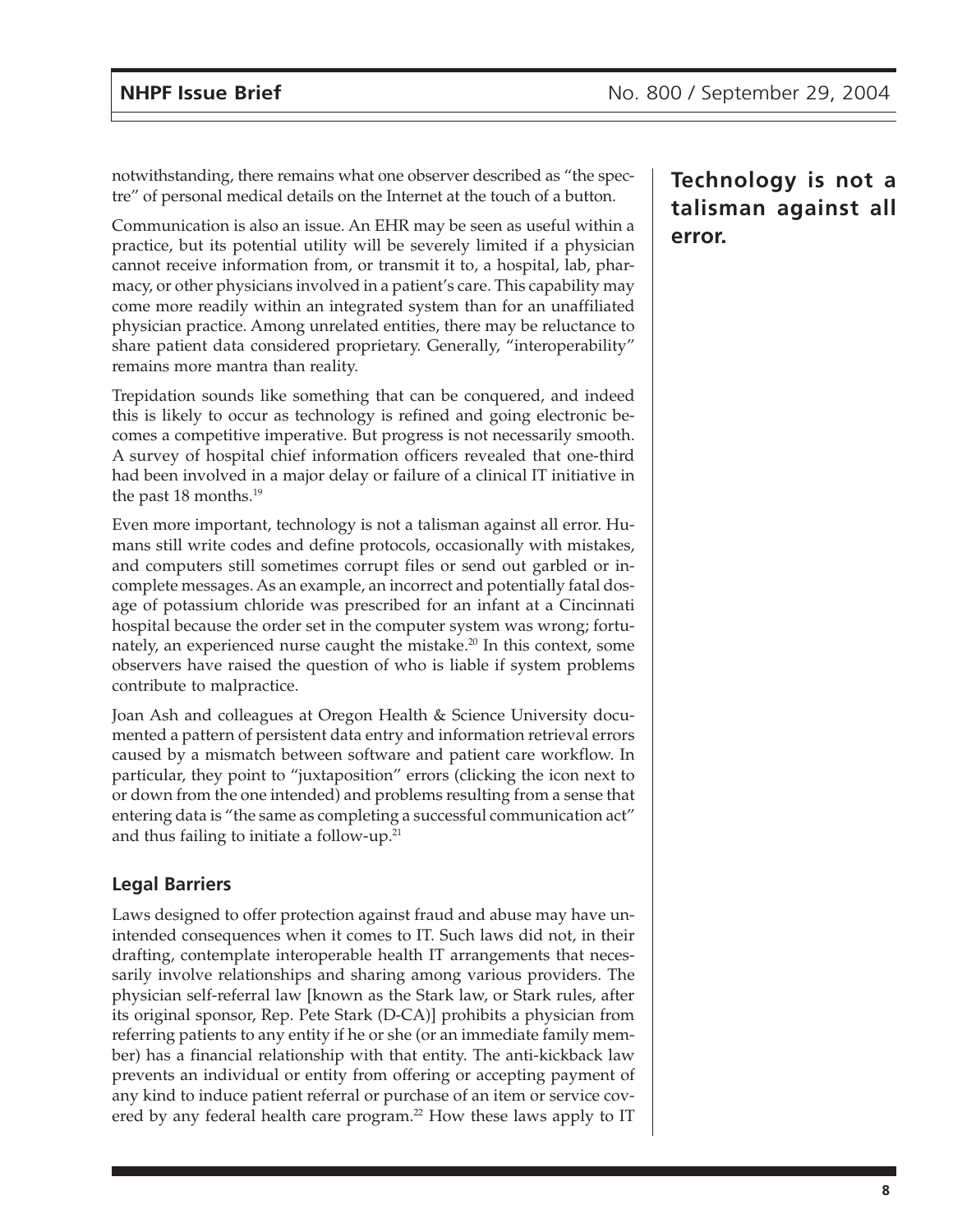notwithstanding, there remains what one observer described as "the spectre" of personal medical details on the Internet at the touch of a button.

Communication is also an issue. An EHR may be seen as useful within a practice, but its potential utility will be severely limited if a physician cannot receive information from, or transmit it to, a hospital, lab, pharmacy, or other physicians involved in a patient's care. This capability may come more readily within an integrated system than for an unaffiliated physician practice. Among unrelated entities, there may be reluctance to share patient data considered proprietary. Generally, "interoperability" remains more mantra than reality.

Trepidation sounds like something that can be conquered, and indeed this is likely to occur as technology is refined and going electronic becomes a competitive imperative. But progress is not necessarily smooth. A survey of hospital chief information officers revealed that one-third had been involved in a major delay or failure of a clinical IT initiative in the past 18 months.[19]

**Technology is not a talisman against all error.**

Even more important, technology is not a talisman against all error. Humans still write codes and define protocols, occasionally with mistakes, and computers still sometimes corrupt files or send out garbled or incomplete messages. As an example, an incorrect and potentially fatal dosage of potassium chloride was prescribed for an infant at a Cincinnati hospital because the order set in the computer system was wrong; fortunately, an experienced nurse caught the mistake.[20] In this context, some observers have raised the question of who is liable if system problems contribute to malpractice.

Joan Ash and colleagues at Oregon Health & Science University documented a pattern of persistent data entry and information retrieval errors caused by a mismatch between software and patient care workflow. In particular, they point to "juxtaposition" errors (clicking the icon next to or down from the one intended) and problems resulting from a sense that entering data is "the same as completing a successful communication act" and thus failing to initiate a follow-up.[21]

### Legal Barriers

Laws designed to offer protection against fraud and abuse may have unintended consequences when it comes to IT. Such laws did not, in their drafting, contemplate interoperable health IT arrangements that necessarily involve relationships and sharing among various providers. The physician self-referral law [known as the Stark law, or Stark rules, after its original sponsor, Rep. Pete Stark (D-CA)] prohibits a physician from referring patients to any entity if he or she (or an immediate family member) has a financial relationship with that entity. The anti-kickback law prevents an individual or entity from offering or accepting payment of any kind to induce patient referral or purchase of an item or service covered by any federal health care program.[22] How these laws apply to IT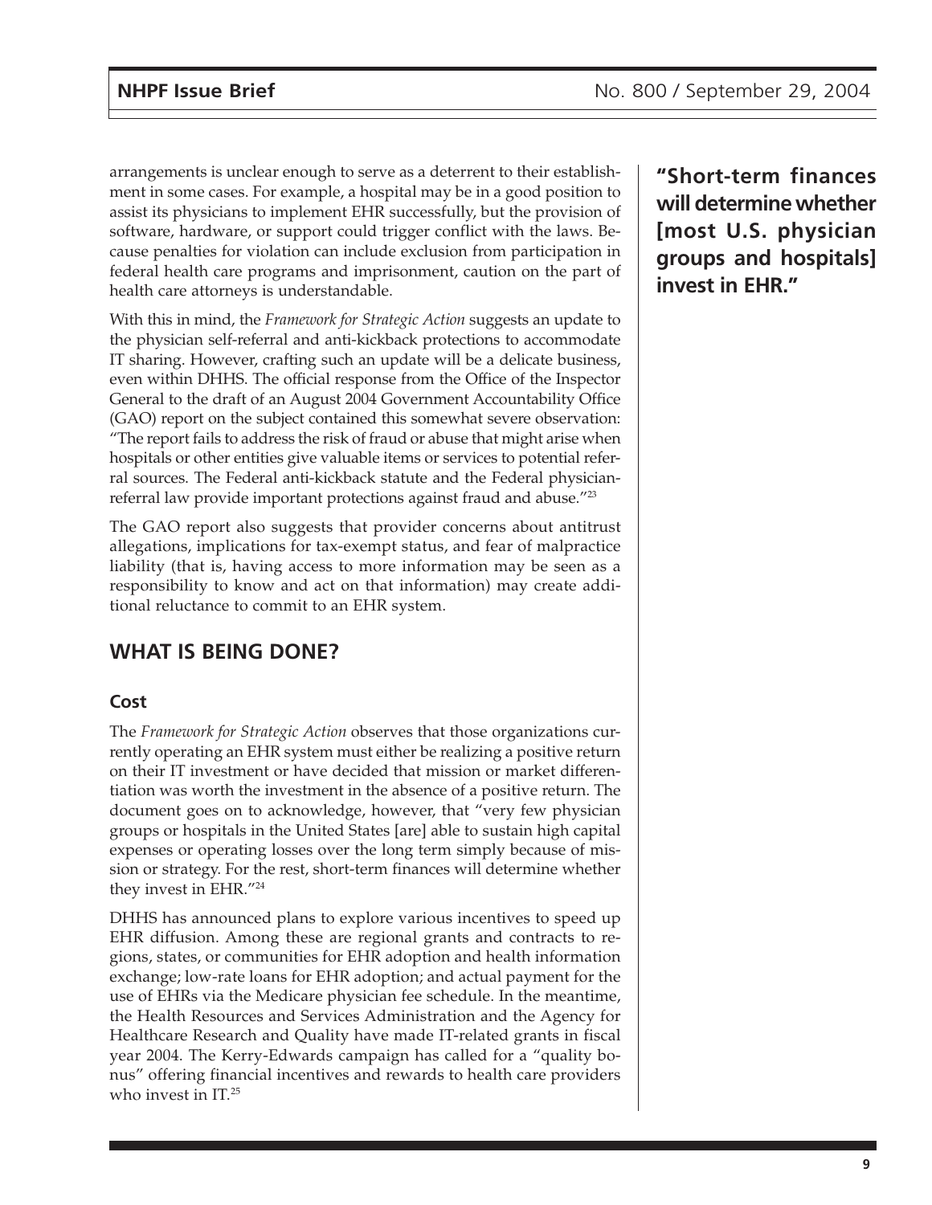arrangements is unclear enough to serve as a deterrent to their establishment in some cases. For example, a hospital may be in a good position to assist its physicians to implement EHR successfully, but the provision of software, hardware, or support could trigger conflict with the laws. Because penalties for violation can include exclusion from participation in federal health care programs and imprisonment, caution on the part of health care attorneys is understandable.

With this in mind, the *Framework for Strategic Action* suggests an update to the physician self-referral and anti-kickback protections to accommodate IT sharing. However, crafting such an update will be a delicate business, even within DHHS. The official response from the Office of the Inspector General to the draft of an August 2004 Government Accountability Office (GAO) report on the subject contained this somewhat severe observation: "The report fails to address the risk of fraud or abuse that might arise when hospitals or other entities give valuable items or services to potential referral sources. The Federal anti-kickback statute and the Federal physician-referral law provide important protections against fraud and abuse."[23]

The GAO report also suggests that provider concerns about antitrust allegations, implications for tax-exempt status, and fear of malpractice liability (that is, having access to more information may be seen as a responsibility to know and act on that information) may create additional reluctance to commit to an EHR system.

**"Short-term finances will determine whether [most U.S. physician groups and hospitals] invest in EHR."**

## WHAT IS BEING DONE?

### Cost

The *Framework for Strategic Action* observes that those organizations currently operating an EHR system must either be realizing a positive return on their IT investment or have decided that mission or market differentiation was worth the investment in the absence of a positive return. The document goes on to acknowledge, however, that "very few physician groups or hospitals in the United States [are] able to sustain high capital expenses or operating losses over the long term simply because of mission or strategy. For the rest, short-term finances will determine whether they invest in EHR."[24]

DHHS has announced plans to explore various incentives to speed up EHR diffusion. Among these are regional grants and contracts to regions, states, or communities for EHR adoption and health information exchange; low-rate loans for EHR adoption; and actual payment for the use of EHRs via the Medicare physician fee schedule. In the meantime, the Health Resources and Services Administration and the Agency for Healthcare Research and Quality have made IT-related grants in fiscal year 2004. The Kerry-Edwards campaign has called for a "quality bonus" offering financial incentives and rewards to health care providers who invest in IT.[25]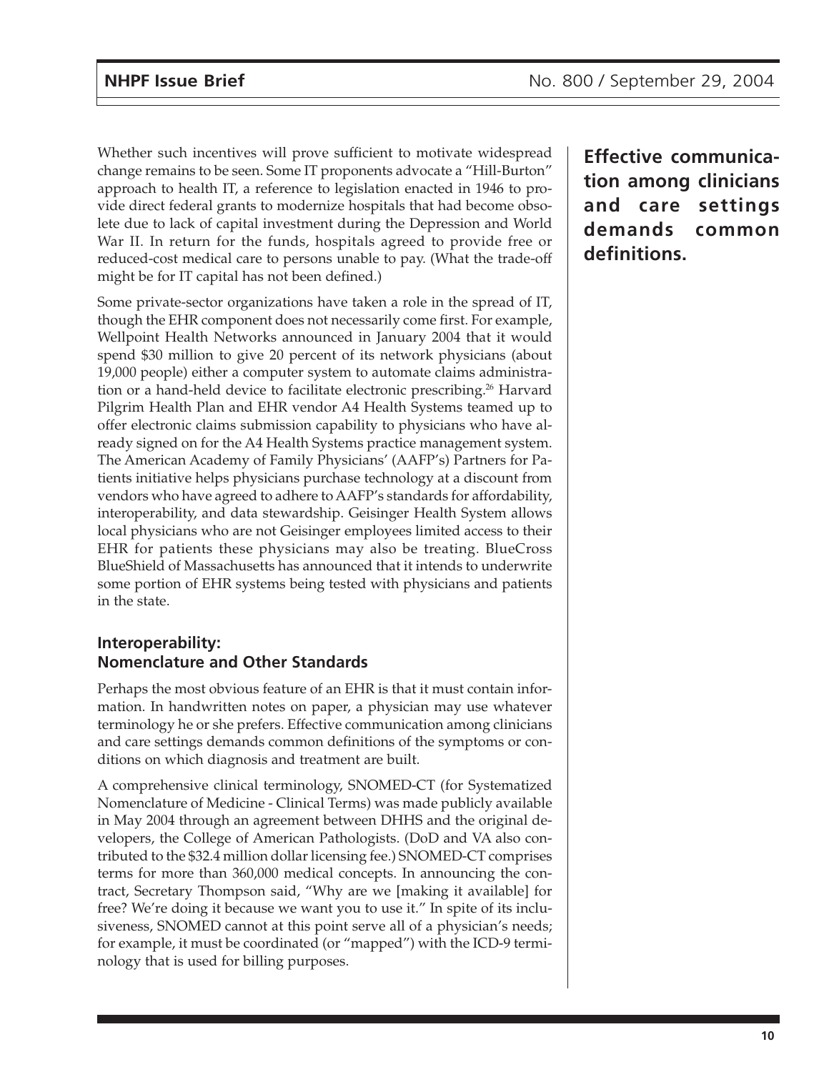Whether such incentives will prove sufficient to motivate widespread change remains to be seen. Some IT proponents advocate a "Hill-Burton" approach to health IT, a reference to legislation enacted in 1946 to provide direct federal grants to modernize hospitals that had become obsolete due to lack of capital investment during the Depression and World War II. In return for the funds, hospitals agreed to provide free or reduced-cost medical care to persons unable to pay. (What the trade-off might be for IT capital has not been defined.)

Some private-sector organizations have taken a role in the spread of IT, though the EHR component does not necessarily come first. For example, Wellpoint Health Networks announced in January 2004 that it would spend $30 million to give 20 percent of its network physicians (about 19,000 people) either a computer system to automate claims administration or a hand-held device to facilitate electronic prescribing.[26] Harvard Pilgrim Health Plan and EHR vendor A4 Health Systems teamed up to offer electronic claims submission capability to physicians who have already signed on for the A4 Health Systems practice management system. The American Academy of Family Physicians' (AAFP's) Partners for Patients initiative helps physicians purchase technology at a discount from vendors who have agreed to adhere to AAFP's standards for affordability, interoperability, and data stewardship. Geisinger Health System allows local physicians who are not Geisinger employees limited access to their EHR for patients these physicians may also be treating. BlueCross BlueShield of Massachusetts has announced that it intends to underwrite some portion of EHR systems being tested with physicians and patients in the state.

**Effective communication among clinicians and care settings demands common definitions.**

### Interoperability: Nomenclature and Other Standards

Perhaps the most obvious feature of an EHR is that it must contain information. In handwritten notes on paper, a physician may use whatever terminology he or she prefers. Effective communication among clinicians and care settings demands common definitions of the symptoms or conditions on which diagnosis and treatment are built.

A comprehensive clinical terminology, SNOMED-CT (for Systematized Nomenclature of Medicine - Clinical Terms) was made publicly available in May 2004 through an agreement between DHHS and the original developers, the College of American Pathologists. (DoD and VA also contributed to the $32.4 million dollar licensing fee.) SNOMED-CT comprises terms for more than 360,000 medical concepts. In announcing the contract, Secretary Thompson said, "Why are we [making it available] for free? We're doing it because we want you to use it." In spite of its inclusiveness, SNOMED cannot at this point serve all of a physician's needs; for example, it must be coordinated (or "mapped") with the ICD-9 terminology that is used for billing purposes.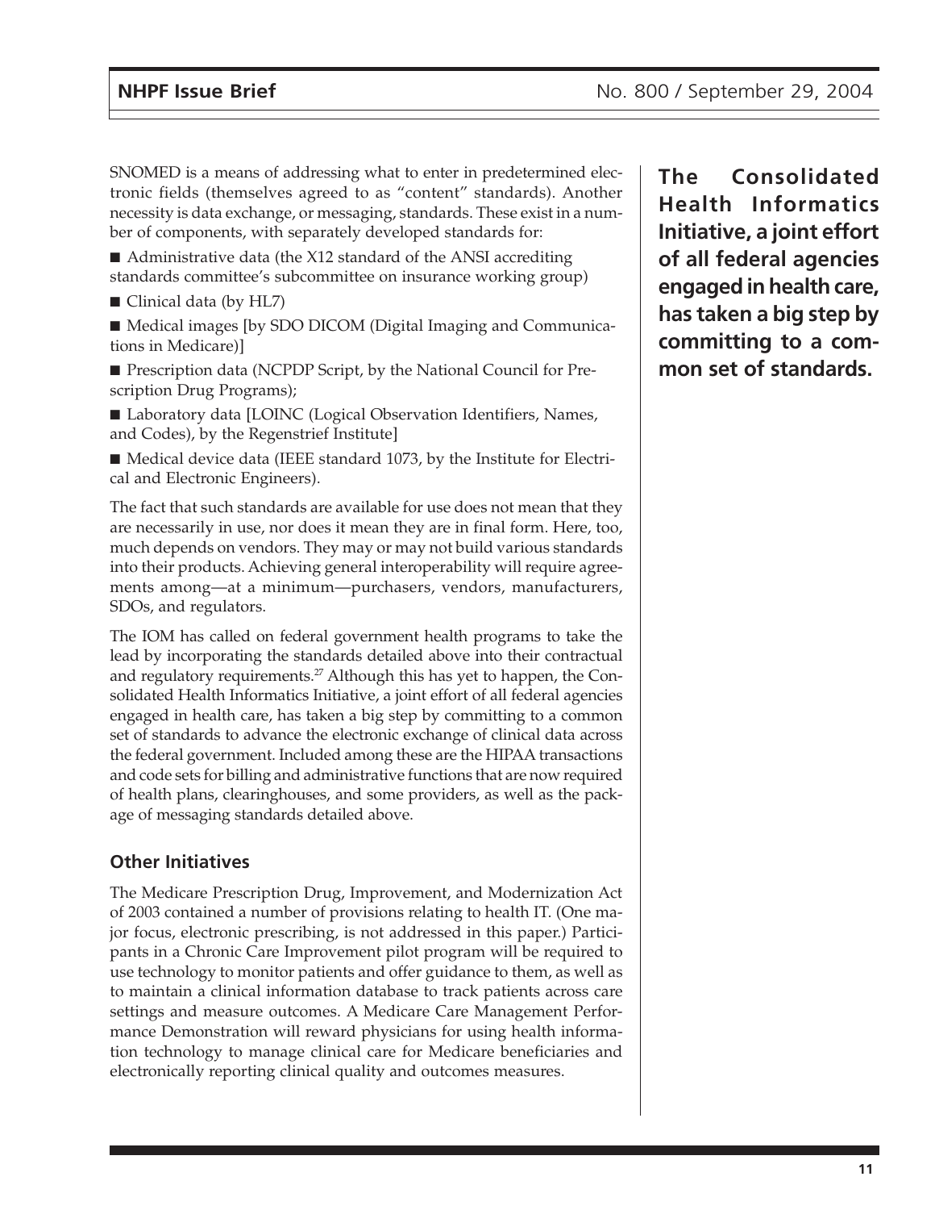SNOMED is a means of addressing what to enter in predetermined electronic fields (themselves agreed to as "content" standards). Another necessity is data exchange, or messaging, standards. These exist in a number of components, with separately developed standards for:

- Administrative data (the X12 standard of the ANSI accrediting standards committee's subcommittee on insurance working group)
- Clinical data (by HL7)
- Medical images [by SDO DICOM (Digital Imaging and Communications in Medicare)]
- Prescription data (NCPDP Script, by the National Council for Prescription Drug Programs);
- Laboratory data [LOINC (Logical Observation Identifiers, Names, and Codes), by the Regenstrief Institute]
- Medical device data (IEEE standard 1073, by the Institute for Electrical and Electronic Engineers).

The fact that such standards are available for use does not mean that they are necessarily in use, nor does it mean they are in final form. Here, too, much depends on vendors. They may or may not build various standards into their products. Achieving general interoperability will require agreements among—at a minimum—purchasers, vendors, manufacturers, SDOs, and regulators.

The IOM has called on federal government health programs to take the lead by incorporating the standards detailed above into their contractual and regulatory requirements.[27] Although this has yet to happen, the Consolidated Health Informatics Initiative, a joint effort of all federal agencies engaged in health care, has taken a big step by committing to a common set of standards to advance the electronic exchange of clinical data across the federal government. Included among these are the HIPAA transactions and code sets for billing and administrative functions that are now required of health plans, clearinghouses, and some providers, as well as the package of messaging standards detailed above.

**The Consolidated Health Informatics Initiative, a joint effort of all federal agencies engaged in health care, has taken a big step by committing to a common set of standards.**

### Other Initiatives

The Medicare Prescription Drug, Improvement, and Modernization Act of 2003 contained a number of provisions relating to health IT. (One major focus, electronic prescribing, is not addressed in this paper.) Participants in a Chronic Care Improvement pilot program will be required to use technology to monitor patients and offer guidance to them, as well as to maintain a clinical information database to track patients across care settings and measure outcomes. A Medicare Care Management Performance Demonstration will reward physicians for using health information technology to manage clinical care for Medicare beneficiaries and electronically reporting clinical quality and outcomes measures.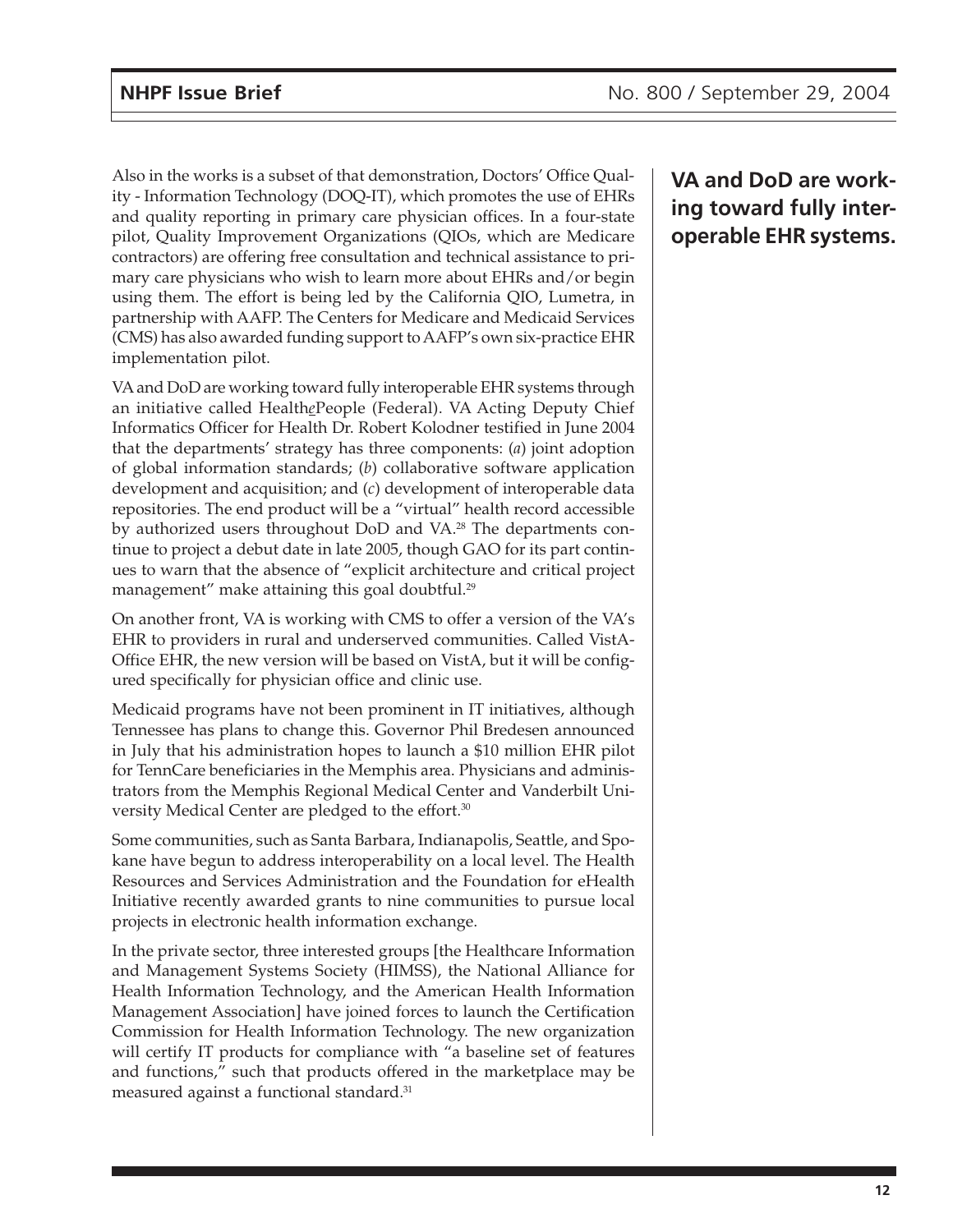Also in the works is a subset of that demonstration, Doctors' Office Quality - Information Technology (DOQ-IT), which promotes the use of EHRs and quality reporting in primary care physician offices. In a four-state pilot, Quality Improvement Organizations (QIOs, which are Medicare contractors) are offering free consultation and technical assistance to primary care physicians who wish to learn more about EHRs and/or begin using them. The effort is being led by the California QIO, Lumetra, in partnership with AAFP. The Centers for Medicare and Medicaid Services (CMS) has also awarded funding support to AAFP's own six-practice EHR implementation pilot.

**VA and DoD are working toward fully interoperable EHR systems.**

VA and DoD are working toward fully interoperable EHR systems through an initiative called Health*e*People (Federal). VA Acting Deputy Chief Informatics Officer for Health Dr. Robert Kolodner testified in June 2004 that the departments' strategy has three components: (*a*) joint adoption of global information standards; (*b*) collaborative software application development and acquisition; and (*c*) development of interoperable data repositories. The end product will be a "virtual" health record accessible by authorized users throughout DoD and VA.[28] The departments continue to project a debut date in late 2005, though GAO for its part continues to warn that the absence of "explicit architecture and critical project management" make attaining this goal doubtful.[29]

On another front, VA is working with CMS to offer a version of the VA's EHR to providers in rural and underserved communities. Called VistA-Office EHR, the new version will be based on VistA, but it will be configured specifically for physician office and clinic use.

Medicaid programs have not been prominent in IT initiatives, although Tennessee has plans to change this. Governor Phil Bredesen announced in July that his administration hopes to launch a $10 million EHR pilot for TennCare beneficiaries in the Memphis area. Physicians and administrators from the Memphis Regional Medical Center and Vanderbilt University Medical Center are pledged to the effort.[30]

Some communities, such as Santa Barbara, Indianapolis, Seattle, and Spokane have begun to address interoperability on a local level. The Health Resources and Services Administration and the Foundation for eHealth Initiative recently awarded grants to nine communities to pursue local projects in electronic health information exchange.

In the private sector, three interested groups [the Healthcare Information and Management Systems Society (HIMSS), the National Alliance for Health Information Technology, and the American Health Information Management Association] have joined forces to launch the Certification Commission for Health Information Technology. The new organization will certify IT products for compliance with "a baseline set of features and functions," such that products offered in the marketplace may be measured against a functional standard.[31]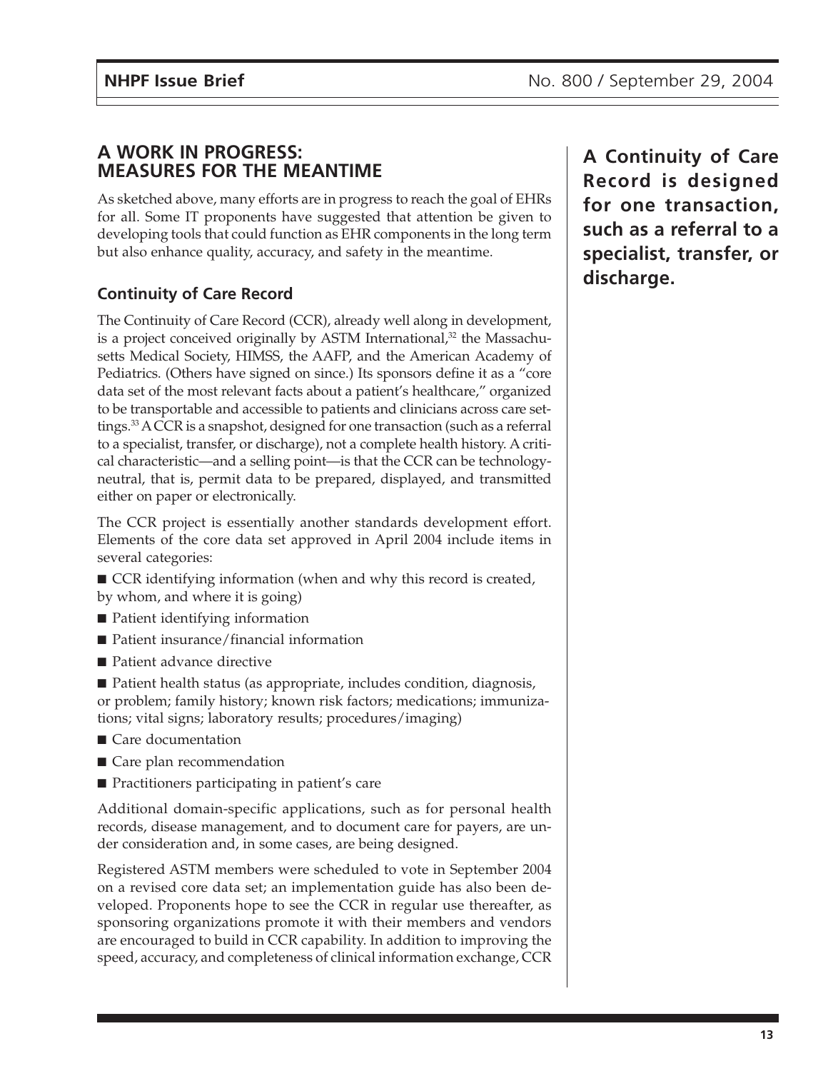## A WORK IN PROGRESS: MEASURES FOR THE MEANTIME

As sketched above, many efforts are in progress to reach the goal of EHRs for all. Some IT proponents have suggested that attention be given to developing tools that could function as EHR components in the long term but also enhance quality, accuracy, and safety in the meantime.

### Continuity of Care Record

The Continuity of Care Record (CCR), already well along in development, is a project conceived originally by ASTM International,[32] the Massachusetts Medical Society, HIMSS, the AAFP, and the American Academy of Pediatrics. (Others have signed on since.) Its sponsors define it as a "core data set of the most relevant facts about a patient's healthcare," organized to be transportable and accessible to patients and clinicians across care settings.[33] A CCR is a snapshot, designed for one transaction (such as a referral to a specialist, transfer, or discharge), not a complete health history. A critical characteristic—and a selling point—is that the CCR can be technology-neutral, that is, permit data to be prepared, displayed, and transmitted either on paper or electronically.

**A Continuity of Care Record is designed for one transaction, such as a referral to a specialist, transfer, or discharge.**

The CCR project is essentially another standards development effort. Elements of the core data set approved in April 2004 include items in several categories:

- CCR identifying information (when and why this record is created, by whom, and where it is going)
- Patient identifying information
- Patient insurance/financial information
- Patient advance directive
- Patient health status (as appropriate, includes condition, diagnosis, or problem; family history; known risk factors; medications; immunizations; vital signs; laboratory results; procedures/imaging)
- Care documentation
- Care plan recommendation
- Practitioners participating in patient's care

Additional domain-specific applications, such as for personal health records, disease management, and to document care for payers, are under consideration and, in some cases, are being designed.

Registered ASTM members were scheduled to vote in September 2004 on a revised core data set; an implementation guide has also been developed. Proponents hope to see the CCR in regular use thereafter, as sponsoring organizations promote it with their members and vendors are encouraged to build in CCR capability. In addition to improving the speed, accuracy, and completeness of clinical information exchange, CCR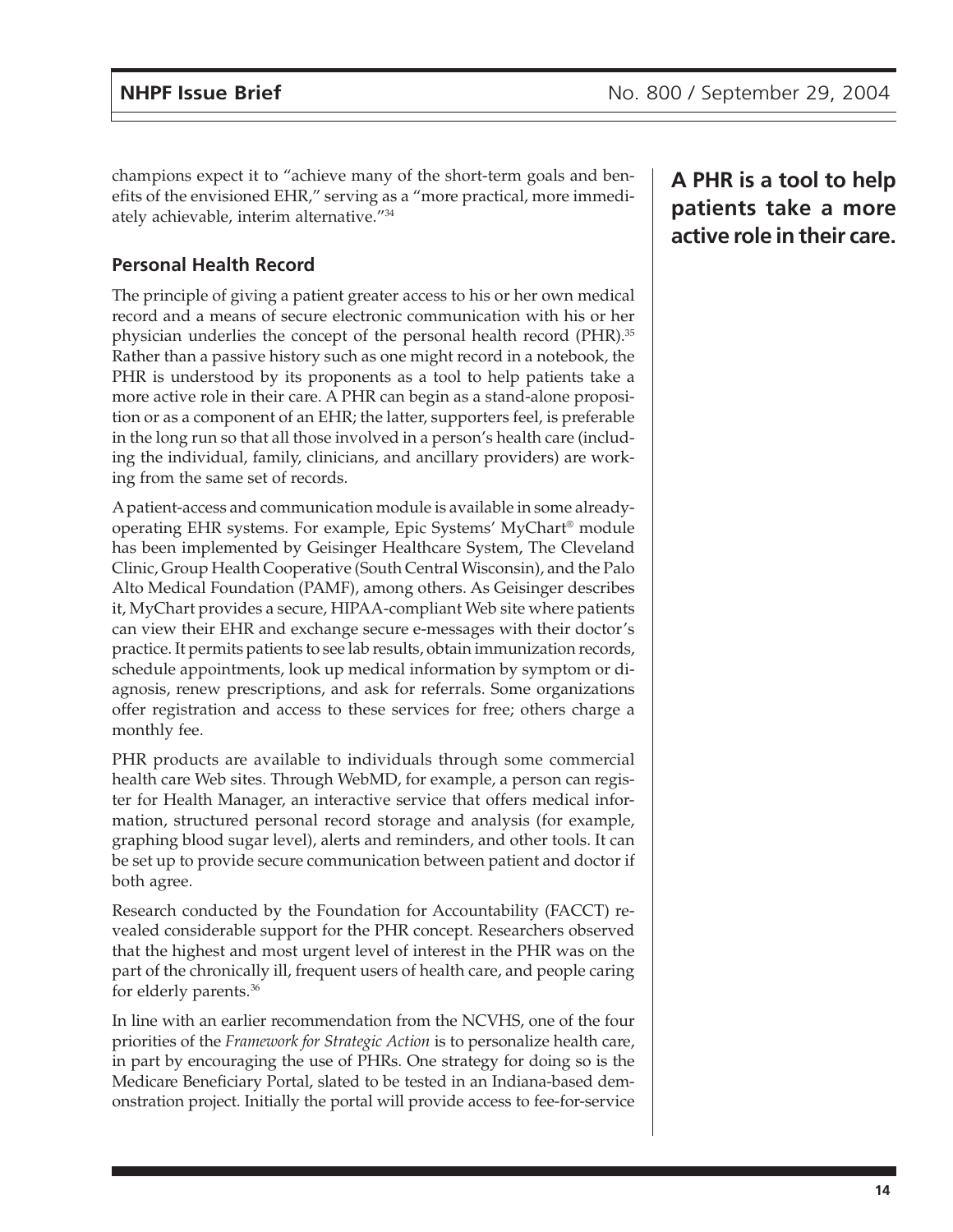champions expect it to "achieve many of the short-term goals and benefits of the envisioned EHR," serving as a "more practical, more immediately achievable, interim alternative."[34]

**A PHR is a tool to help patients take a more active role in their care.**

### Personal Health Record

The principle of giving a patient greater access to his or her own medical record and a means of secure electronic communication with his or her physician underlies the concept of the personal health record (PHR).[35] Rather than a passive history such as one might record in a notebook, the PHR is understood by its proponents as a tool to help patients take a more active role in their care. A PHR can begin as a stand-alone proposition or as a component of an EHR; the latter, supporters feel, is preferable in the long run so that all those involved in a person's health care (including the individual, family, clinicians, and ancillary providers) are working from the same set of records.

A patient-access and communication module is available in some already-operating EHR systems. For example, Epic Systems' MyChart® module has been implemented by Geisinger Healthcare System, The Cleveland Clinic, Group Health Cooperative (South Central Wisconsin), and the Palo Alto Medical Foundation (PAMF), among others. As Geisinger describes it, MyChart provides a secure, HIPAA-compliant Web site where patients can view their EHR and exchange secure e-messages with their doctor's practice. It permits patients to see lab results, obtain immunization records, schedule appointments, look up medical information by symptom or diagnosis, renew prescriptions, and ask for referrals. Some organizations offer registration and access to these services for free; others charge a monthly fee.

PHR products are available to individuals through some commercial health care Web sites. Through WebMD, for example, a person can register for Health Manager, an interactive service that offers medical information, structured personal record storage and analysis (for example, graphing blood sugar level), alerts and reminders, and other tools. It can be set up to provide secure communication between patient and doctor if both agree.

Research conducted by the Foundation for Accountability (FACCT) revealed considerable support for the PHR concept. Researchers observed that the highest and most urgent level of interest in the PHR was on the part of the chronically ill, frequent users of health care, and people caring for elderly parents.[36]

In line with an earlier recommendation from the NCVHS, one of the four priorities of the *Framework for Strategic Action* is to personalize health care, in part by encouraging the use of PHRs. One strategy for doing so is the Medicare Beneficiary Portal, slated to be tested in an Indiana-based demonstration project. Initially the portal will provide access to fee-for-service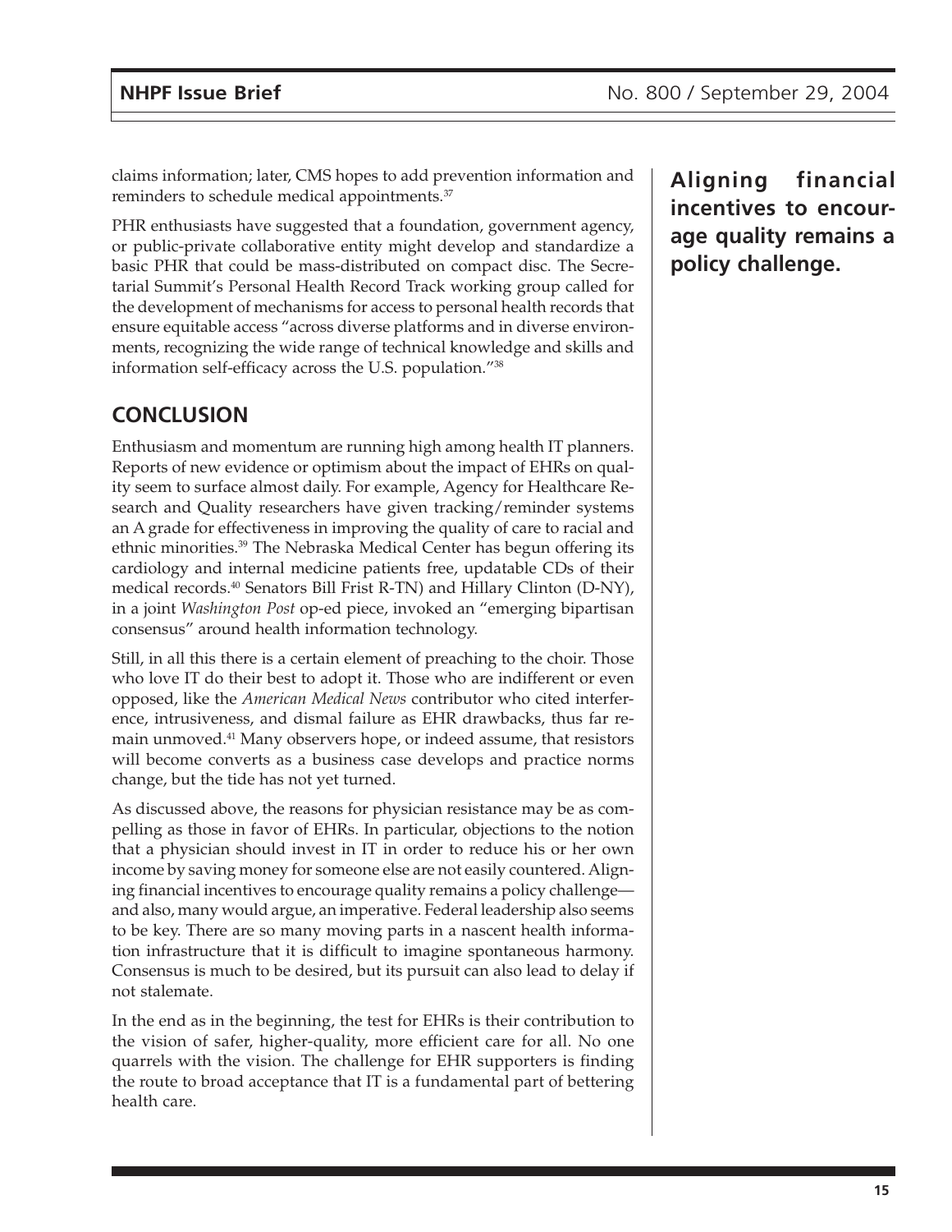claims information; later, CMS hopes to add prevention information and reminders to schedule medical appointments.[37]

PHR enthusiasts have suggested that a foundation, government agency, or public-private collaborative entity might develop and standardize a basic PHR that could be mass-distributed on compact disc. The Secretarial Summit's Personal Health Record Track working group called for the development of mechanisms for access to personal health records that ensure equitable access "across diverse platforms and in diverse environments, recognizing the wide range of technical knowledge and skills and information self-efficacy across the U.S. population."[38]

**Aligning financial incentives to encourage quality remains a policy challenge.**

## CONCLUSION

Enthusiasm and momentum are running high among health IT planners. Reports of new evidence or optimism about the impact of EHRs on quality seem to surface almost daily. For example, Agency for Healthcare Research and Quality researchers have given tracking/reminder systems an A grade for effectiveness in improving the quality of care to racial and ethnic minorities.[39] The Nebraska Medical Center has begun offering its cardiology and internal medicine patients free, updatable CDs of their medical records.[40] Senators Bill Frist R-TN) and Hillary Clinton (D-NY), in a joint *Washington Post* op-ed piece, invoked an "emerging bipartisan consensus" around health information technology.

Still, in all this there is a certain element of preaching to the choir. Those who love IT do their best to adopt it. Those who are indifferent or even opposed, like the *American Medical News* contributor who cited interference, intrusiveness, and dismal failure as EHR drawbacks, thus far remain unmoved.[41] Many observers hope, or indeed assume, that resistors will become converts as a business case develops and practice norms change, but the tide has not yet turned.

As discussed above, the reasons for physician resistance may be as compelling as those in favor of EHRs. In particular, objections to the notion that a physician should invest in IT in order to reduce his or her own income by saving money for someone else are not easily countered. Aligning financial incentives to encourage quality remains a policy challenge—and also, many would argue, an imperative. Federal leadership also seems to be key. There are so many moving parts in a nascent health information infrastructure that it is difficult to imagine spontaneous harmony. Consensus is much to be desired, but its pursuit can also lead to delay if not stalemate.

In the end as in the beginning, the test for EHRs is their contribution to the vision of safer, higher-quality, more efficient care for all. No one quarrels with the vision. The challenge for EHR supporters is finding the route to broad acceptance that IT is a fundamental part of bettering health care.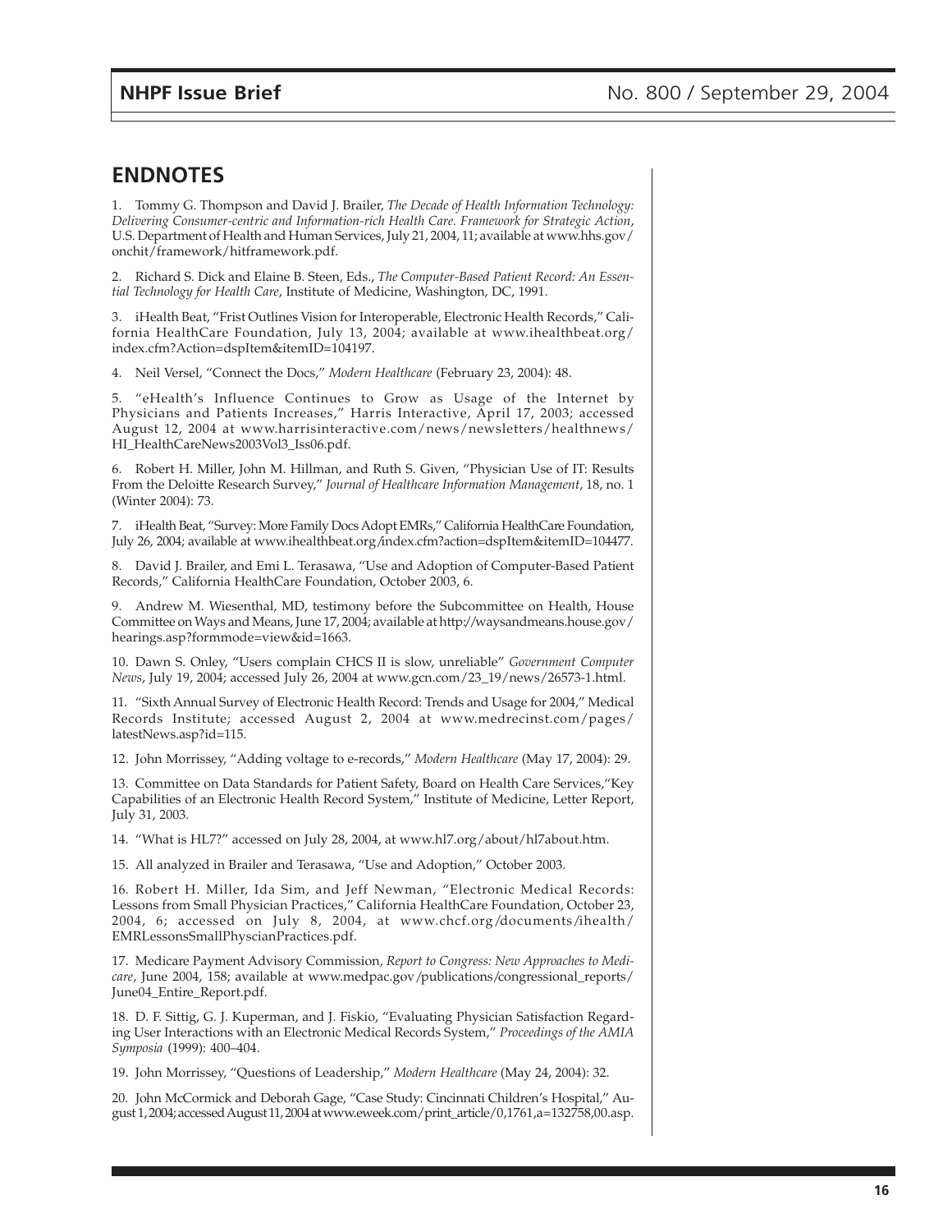## ENDNOTES

1. Tommy G. Thompson and David J. Brailer, *The Decade of Health Information Technology: Delivering Consumer-centric and Information-rich Health Care. Framework for Strategic Action*, U.S. Department of Health and Human Services, July 21, 2004, 11; available at www.hhs.gov/onchit/framework/hitframework.pdf.

2. Richard S. Dick and Elaine B. Steen, Eds., *The Computer-Based Patient Record: An Essential Technology for Health Care*, Institute of Medicine, Washington, DC, 1991.

3. iHealth Beat, "Frist Outlines Vision for Interoperable, Electronic Health Records," California HealthCare Foundation, July 13, 2004; available at www.ihealthbeat.org/index.cfm?Action=dspItem&itemID=104197.

4. Neil Versel, "Connect the Docs," *Modern Healthcare* (February 23, 2004): 48.

5. "eHealth's Influence Continues to Grow as Usage of the Internet by Physicians and Patients Increases," Harris Interactive, April 17, 2003; accessed August 12, 2004 at www.harrisinteractive.com/news/newsletters/healthnews/HI_HealthCareNews2003Vol3_Iss06.pdf.

6. Robert H. Miller, John M. Hillman, and Ruth S. Given, "Physician Use of IT: Results From the Deloitte Research Survey," *Journal of Healthcare Information Management*, 18, no. 1 (Winter 2004): 73.

7. iHealth Beat, "Survey: More Family Docs Adopt EMRs," California HealthCare Foundation, July 26, 2004; available at www.ihealthbeat.org/index.cfm?action=dspItem&itemID=104477.

8. David J. Brailer, and Emi L. Terasawa, "Use and Adoption of Computer-Based Patient Records," California HealthCare Foundation, October 2003, 6.

9. Andrew M. Wiesenthal, MD, testimony before the Subcommittee on Health, House Committee on Ways and Means, June 17, 2004; available at http://waysandmeans.house.gov/hearings.asp?formmode=view&id=1663.

10. Dawn S. Onley, "Users complain CHCS II is slow, unreliable" *Government Computer News*, July 19, 2004; accessed July 26, 2004 at www.gcn.com/23_19/news/26573-1.html.

11. "Sixth Annual Survey of Electronic Health Record: Trends and Usage for 2004," Medical Records Institute; accessed August 2, 2004 at www.medrecinst.com/pages/latestNews.asp?id=115.

12. John Morrissey, "Adding voltage to e-records," *Modern Healthcare* (May 17, 2004): 29.

13. Committee on Data Standards for Patient Safety, Board on Health Care Services,"Key Capabilities of an Electronic Health Record System," Institute of Medicine, Letter Report, July 31, 2003.

14. "What is HL7?" accessed on July 28, 2004, at www.hl7.org/about/hl7about.htm.

15. All analyzed in Brailer and Terasawa, "Use and Adoption," October 2003.

16. Robert H. Miller, Ida Sim, and Jeff Newman, "Electronic Medical Records: Lessons from Small Physician Practices," California HealthCare Foundation, October 23, 2004, 6; accessed on July 8, 2004, at www.chcf.org/documents/ihealth/EMRLessonsSmallPhyscianPractices.pdf.

17. Medicare Payment Advisory Commission, *Report to Congress: New Approaches to Medicare*, June 2004, 158; available at www.medpac.gov/publications/congressional_reports/June04_Entire_Report.pdf.

18. D. F. Sittig, G. J. Kuperman, and J. Fiskio, "Evaluating Physician Satisfaction Regarding User Interactions with an Electronic Medical Records System," *Proceedings of the AMIA Symposia* (1999): 400–404.

19. John Morrissey, "Questions of Leadership," *Modern Healthcare* (May 24, 2004): 32.

20. John McCormick and Deborah Gage, "Case Study: Cincinnati Children's Hospital," August 1, 2004; accessed August 11, 2004 at www.eweek.com/print_article/0,1761,a=132758,00.asp.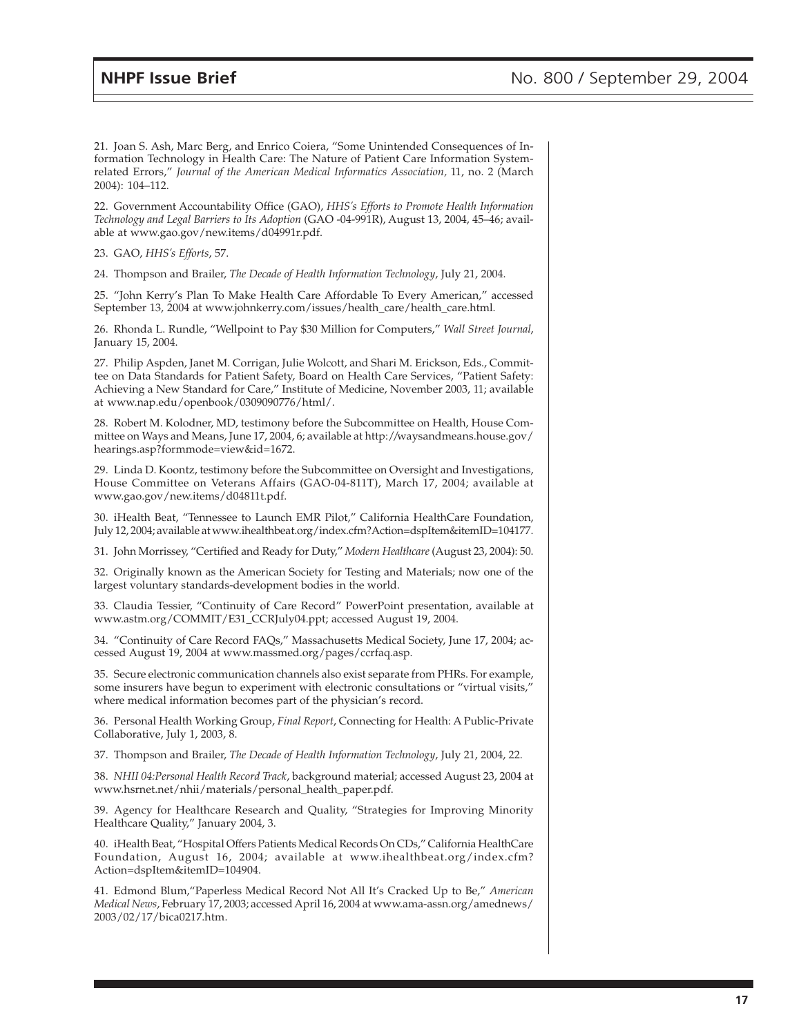21. Joan S. Ash, Marc Berg, and Enrico Coiera, "Some Unintended Consequences of Information Technology in Health Care: The Nature of Patient Care Information System-related Errors," *Journal of the American Medical Informatics Association,* 11, no. 2 (March 2004): 104–112.

22. Government Accountability Office (GAO), *HHS's Efforts to Promote Health Information Technology and Legal Barriers to Its Adoption* (GAO -04-991R), August 13, 2004, 45–46; available at www.gao.gov/new.items/d04991r.pdf.

23. GAO, *HHS's Efforts*, 57.

24. Thompson and Brailer, *The Decade of Health Information Technology*, July 21, 2004.

25. "John Kerry's Plan To Make Health Care Affordable To Every American," accessed September 13, 2004 at www.johnkerry.com/issues/health_care/health_care.html.

26. Rhonda L. Rundle, "Wellpoint to Pay $30 Million for Computers," *Wall Street Journal*, January 15, 2004.

27. Philip Aspden, Janet M. Corrigan, Julie Wolcott, and Shari M. Erickson, Eds., Committee on Data Standards for Patient Safety, Board on Health Care Services, "Patient Safety: Achieving a New Standard for Care," Institute of Medicine, November 2003, 11; available at www.nap.edu/openbook/0309090776/html/.

28. Robert M. Kolodner, MD, testimony before the Subcommittee on Health, House Committee on Ways and Means, June 17, 2004, 6; available at http://waysandmeans.house.gov/hearings.asp?formmode=view&id=1672.

29. Linda D. Koontz, testimony before the Subcommittee on Oversight and Investigations, House Committee on Veterans Affairs (GAO-04-811T), March 17, 2004; available at www.gao.gov/new.items/d04811t.pdf.

30. iHealth Beat, "Tennessee to Launch EMR Pilot," California HealthCare Foundation, July 12, 2004; available at www.ihealthbeat.org/index.cfm?Action=dspItem&itemID=104177.

31. John Morrissey, "Certified and Ready for Duty," *Modern Healthcare* (August 23, 2004): 50.

32. Originally known as the American Society for Testing and Materials; now one of the largest voluntary standards-development bodies in the world.

33. Claudia Tessier, "Continuity of Care Record" PowerPoint presentation, available at www.astm.org/COMMIT/E31_CCRJuly04.ppt; accessed August 19, 2004.

34. "Continuity of Care Record FAQs," Massachusetts Medical Society, June 17, 2004; accessed August 19, 2004 at www.massmed.org/pages/ccrfaq.asp.

35. Secure electronic communication channels also exist separate from PHRs. For example, some insurers have begun to experiment with electronic consultations or "virtual visits," where medical information becomes part of the physician's record.

36. Personal Health Working Group, *Final Report*, Connecting for Health: A Public-Private Collaborative, July 1, 2003, 8.

37. Thompson and Brailer, *The Decade of Health Information Technology*, July 21, 2004, 22.

38. *NHII 04:Personal Health Record Track*, background material; accessed August 23, 2004 at www.hsrnet.net/nhii/materials/personal_health_paper.pdf.

39. Agency for Healthcare Research and Quality, "Strategies for Improving Minority Healthcare Quality," January 2004, 3.

40. iHealth Beat, "Hospital Offers Patients Medical Records On CDs," California HealthCare Foundation, August 16, 2004; available at www.ihealthbeat.org/index.cfm?Action=dspItem&itemID=104904.

41. Edmond Blum,"Paperless Medical Record Not All It's Cracked Up to Be," *American Medical News*, February 17, 2003; accessed April 16, 2004 at www.ama-assn.org/amednews/2003/02/17/bica0217.htm.